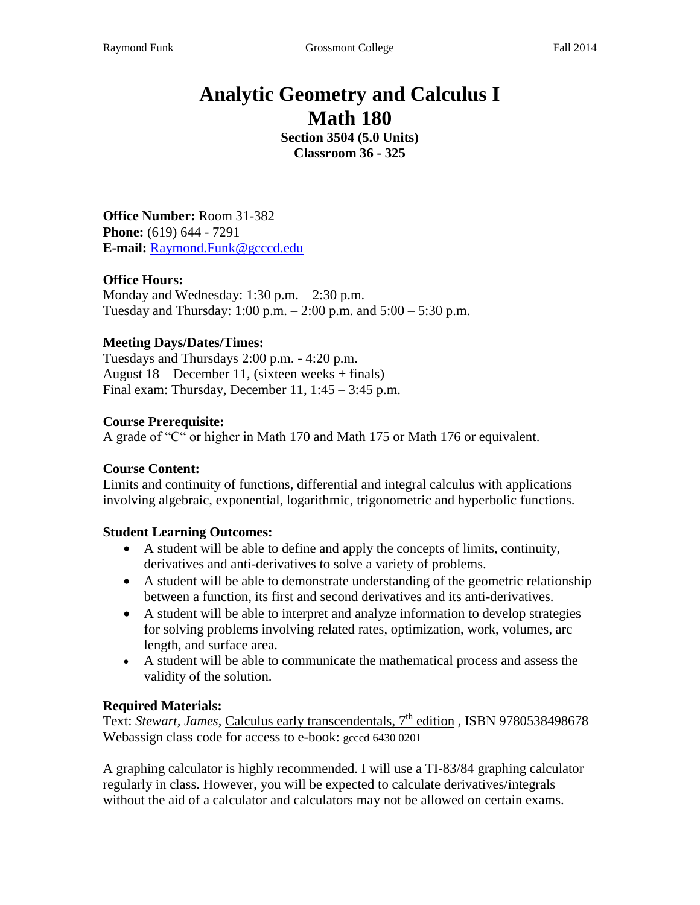# Analytic Geometry and Calculus I
# Math 180

**Section 3504 (5.0 Units)**
**Classroom 36 - 325**

**Office Number:** Room 31-382
**Phone:** (619) 644 - 7291
**E-mail:** Raymond.Funk@gcccd.edu

**Office Hours:**
Monday and Wednesday: 1:30 p.m. – 2:30 p.m.
Tuesday and Thursday: 1:00 p.m. – 2:00 p.m. and 5:00 – 5:30 p.m.

**Meeting Days/Dates/Times:**
Tuesdays and Thursdays 2:00 p.m. - 4:20 p.m.
August 18 – December 11, (sixteen weeks + finals)
Final exam: Thursday, December 11, 1:45 – 3:45 p.m.

**Course Prerequisite:**
A grade of "C" or higher in Math 170 and Math 175 or Math 176 or equivalent.

**Course Content:**
Limits and continuity of functions, differential and integral calculus with applications involving algebraic, exponential, logarithmic, trigonometric and hyperbolic functions.

**Student Learning Outcomes:**

- A student will be able to define and apply the concepts of limits, continuity, derivatives and anti-derivatives to solve a variety of problems.
- A student will be able to demonstrate understanding of the geometric relationship between a function, its first and second derivatives and its anti-derivatives.
- A student will be able to interpret and analyze information to develop strategies for solving problems involving related rates, optimization, work, volumes, arc length, and surface area.
- A student will be able to communicate the mathematical process and assess the validity of the solution.

**Required Materials:**
Text: *Stewart, James,* Calculus early transcendentals, 7th edition , ISBN 9780538498678
Webassign class code for access to e-book: gcccd 6430 0201

A graphing calculator is highly recommended. I will use a TI-83/84 graphing calculator regularly in class. However, you will be expected to calculate derivatives/integrals without the aid of a calculator and calculators may not be allowed on certain exams.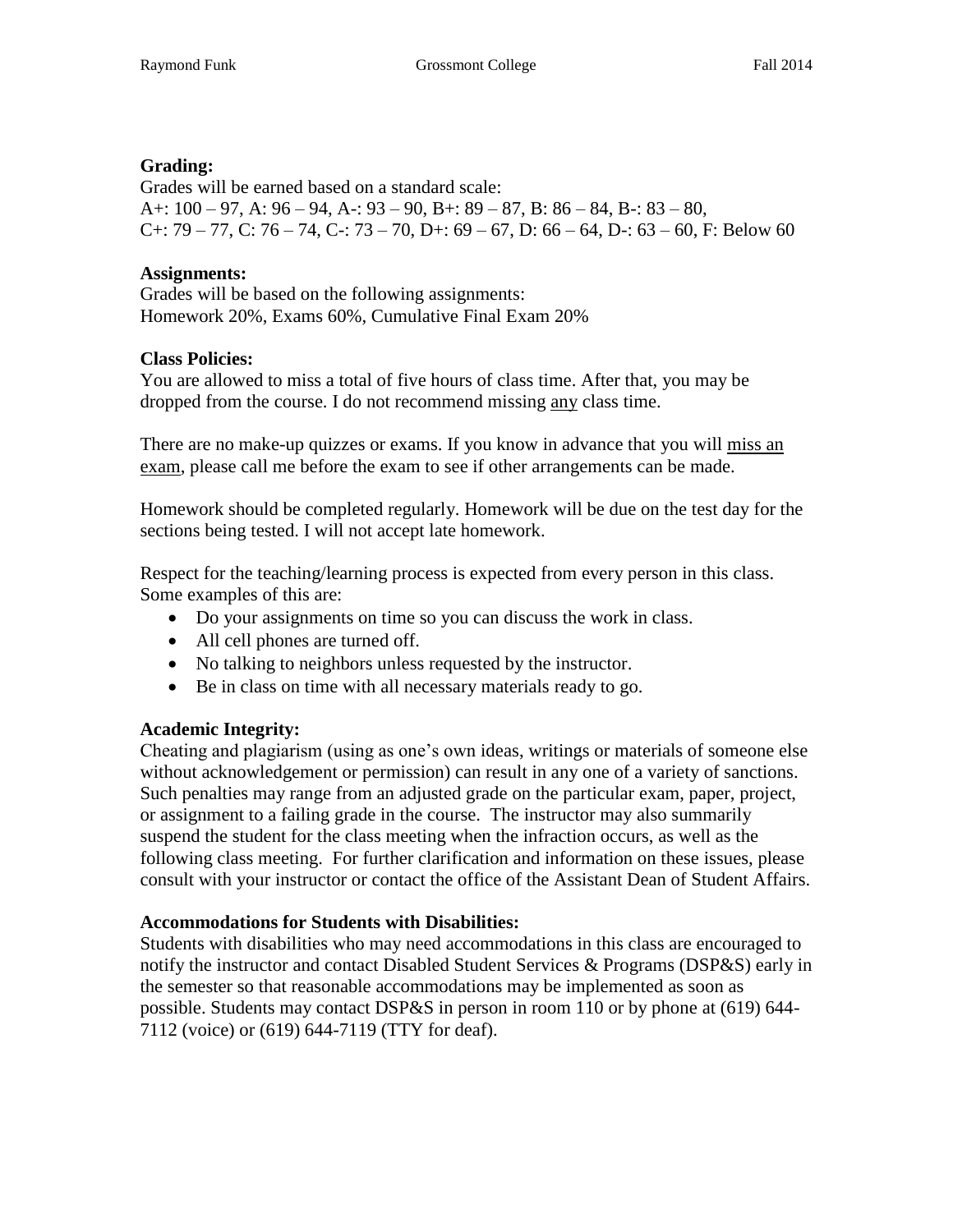**Grading:**

Grades will be earned based on a standard scale:
A+: 100 – 97, A: 96 – 94, A-: 93 – 90, B+: 89 – 87, B: 86 – 84, B-: 83 – 80,
C+: 79 – 77, C: 76 – 74, C-: 73 – 70, D+: 69 – 67, D: 66 – 64, D-: 63 – 60, F: Below 60

**Assignments:**

Grades will be based on the following assignments:
Homework 20%, Exams 60%, Cumulative Final Exam 20%

**Class Policies:**

You are allowed to miss a total of five hours of class time. After that, you may be dropped from the course. I do not recommend missing any class time.

There are no make-up quizzes or exams. If you know in advance that you will miss an exam, please call me before the exam to see if other arrangements can be made.

Homework should be completed regularly. Homework will be due on the test day for the sections being tested. I will not accept late homework.

Respect for the teaching/learning process is expected from every person in this class. Some examples of this are:

- Do your assignments on time so you can discuss the work in class.
- All cell phones are turned off.
- No talking to neighbors unless requested by the instructor.
- Be in class on time with all necessary materials ready to go.

**Academic Integrity:**

Cheating and plagiarism (using as one's own ideas, writings or materials of someone else without acknowledgement or permission) can result in any one of a variety of sanctions. Such penalties may range from an adjusted grade on the particular exam, paper, project, or assignment to a failing grade in the course. The instructor may also summarily suspend the student for the class meeting when the infraction occurs, as well as the following class meeting. For further clarification and information on these issues, please consult with your instructor or contact the office of the Assistant Dean of Student Affairs.

**Accommodations for Students with Disabilities:**

Students with disabilities who may need accommodations in this class are encouraged to notify the instructor and contact Disabled Student Services & Programs (DSP&S) early in the semester so that reasonable accommodations may be implemented as soon as possible. Students may contact DSP&S in person in room 110 or by phone at (619) 644-7112 (voice) or (619) 644-7119 (TTY for deaf).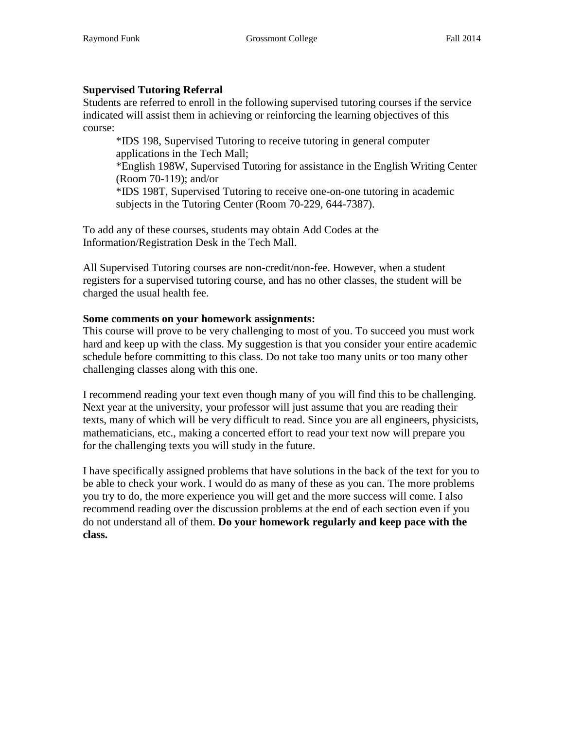**Supervised Tutoring Referral**

Students are referred to enroll in the following supervised tutoring courses if the service indicated will assist them in achieving or reinforcing the learning objectives of this course:

*IDS 198, Supervised Tutoring to receive tutoring in general computer applications in the Tech Mall;
*English 198W, Supervised Tutoring for assistance in the English Writing Center (Room 70-119); and/or
*IDS 198T, Supervised Tutoring to receive one-on-one tutoring in academic subjects in the Tutoring Center (Room 70-229, 644-7387).

To add any of these courses, students may obtain Add Codes at the Information/Registration Desk in the Tech Mall.

All Supervised Tutoring courses are non-credit/non-fee. However, when a student registers for a supervised tutoring course, and has no other classes, the student will be charged the usual health fee.

**Some comments on your homework assignments:**

This course will prove to be very challenging to most of you. To succeed you must work hard and keep up with the class. My suggestion is that you consider your entire academic schedule before committing to this class. Do not take too many units or too many other challenging classes along with this one.

I recommend reading your text even though many of you will find this to be challenging. Next year at the university, your professor will just assume that you are reading their texts, many of which will be very difficult to read. Since you are all engineers, physicists, mathematicians, etc., making a concerted effort to read your text now will prepare you for the challenging texts you will study in the future.

I have specifically assigned problems that have solutions in the back of the text for you to be able to check your work. I would do as many of these as you can. The more problems you try to do, the more experience you will get and the more success will come. I also recommend reading over the discussion problems at the end of each section even if you do not understand all of them. **Do your homework regularly and keep pace with the class.**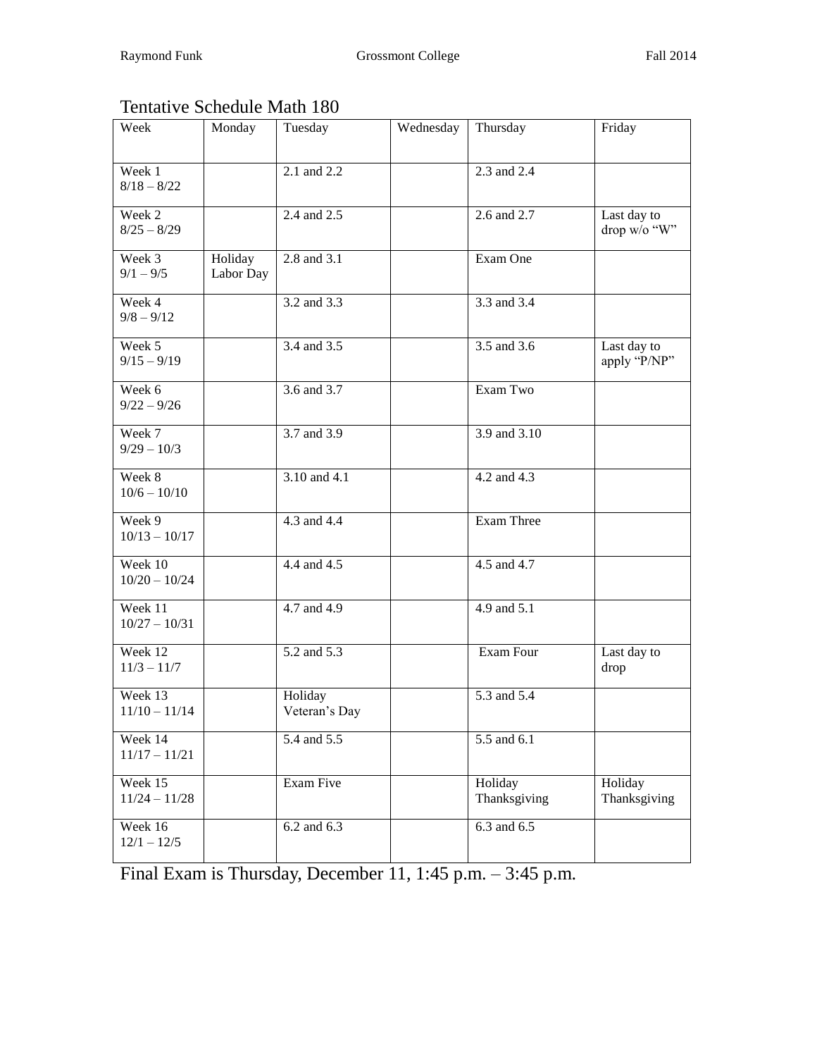# Tentative Schedule Math 180

| Week | Monday | Tuesday | Wednesday | Thursday | Friday |
|---|---|---|---|---|---|
| Week 1 8/18 – 8/22 | | 2.1 and 2.2 | | 2.3 and 2.4 | |
| Week 2 8/25 – 8/29 | | 2.4 and 2.5 | | 2.6 and 2.7 | Last day to drop w/o “W” |
| Week 3 9/1 – 9/5 | Holiday Labor Day | 2.8 and 3.1 | | Exam One | |
| Week 4 9/8 – 9/12 | | 3.2 and 3.3 | | 3.3 and 3.4 | |
| Week 5 9/15 – 9/19 | | 3.4 and 3.5 | | 3.5 and 3.6 | Last day to apply “P/NP” |
| Week 6 9/22 – 9/26 | | 3.6 and 3.7 | | Exam Two | |
| Week 7 9/29 – 10/3 | | 3.7 and 3.9 | | 3.9 and 3.10 | |
| Week 8 10/6 – 10/10 | | 3.10 and 4.1 | | 4.2 and 4.3 | |
| Week 9 10/13 – 10/17 | | 4.3 and 4.4 | | Exam Three | |
| Week 10 10/20 – 10/24 | | 4.4 and 4.5 | | 4.5 and 4.7 | |
| Week 11 10/27 – 10/31 | | 4.7 and 4.9 | | 4.9 and 5.1 | |
| Week 12 11/3 – 11/7 | | 5.2 and 5.3 | | Exam Four | Last day to drop |
| Week 13 11/10 – 11/14 | | Holiday Veteran’s Day | | 5.3 and 5.4 | |
| Week 14 11/17 – 11/21 | | 5.4 and 5.5 | | 5.5 and 6.1 | |
| Week 15 11/24 – 11/28 | | Exam Five | | Holiday Thanksgiving | Holiday Thanksgiving |
| Week 16 12/1 – 12/5 | | 6.2 and 6.3 | | 6.3 and 6.5 | |

Final Exam is Thursday, December 11, 1:45 p.m. – 3:45 p.m.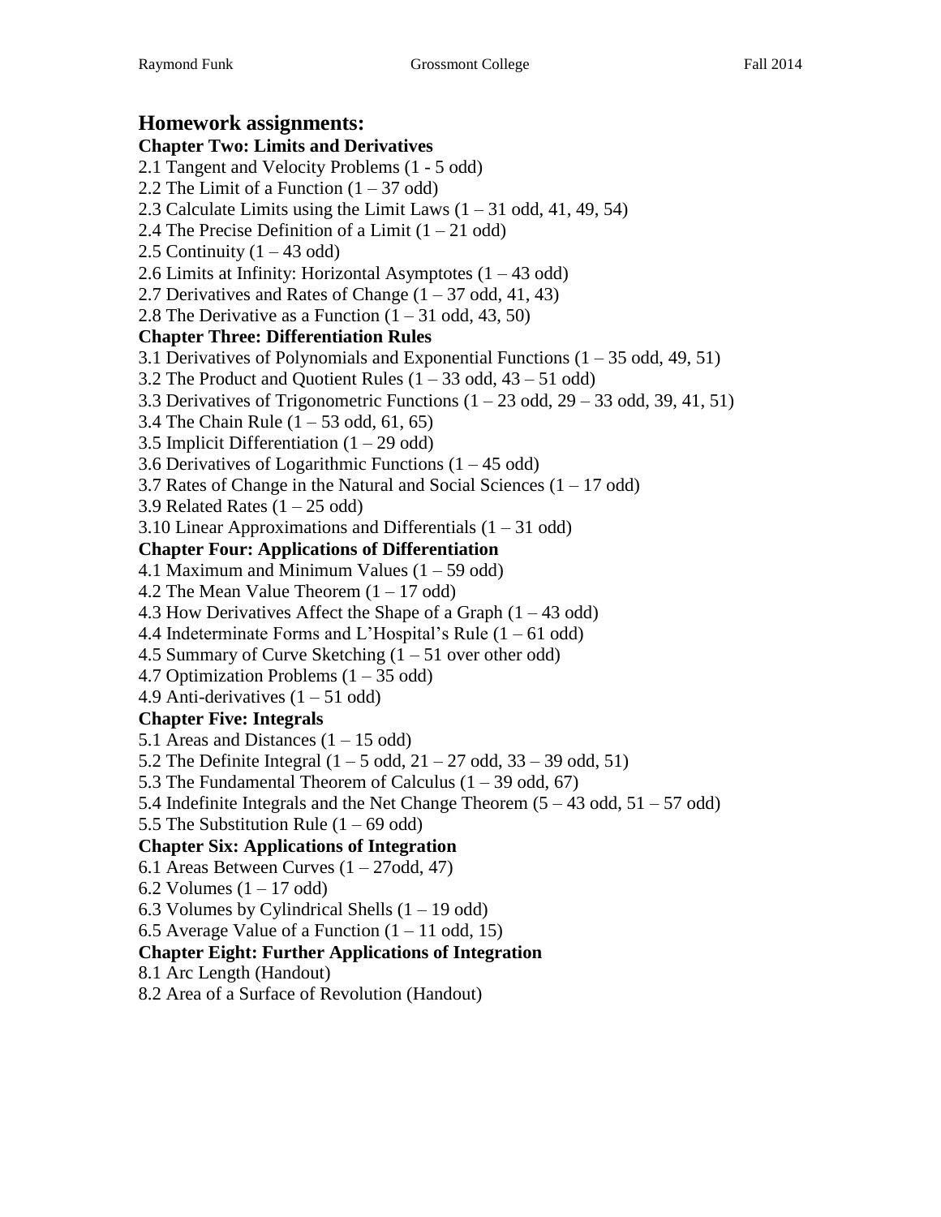## Homework assignments:

### Chapter Two: Limits and Derivatives

2.1 Tangent and Velocity Problems (1 - 5 odd)
2.2 The Limit of a Function (1 – 37 odd)
2.3 Calculate Limits using the Limit Laws (1 – 31 odd, 41, 49, 54)
2.4 The Precise Definition of a Limit (1 – 21 odd)
2.5 Continuity (1 – 43 odd)
2.6 Limits at Infinity: Horizontal Asymptotes (1 – 43 odd)
2.7 Derivatives and Rates of Change (1 – 37 odd, 41, 43)
2.8 The Derivative as a Function (1 – 31 odd, 43, 50)

### Chapter Three: Differentiation Rules

3.1 Derivatives of Polynomials and Exponential Functions (1 – 35 odd, 49, 51)
3.2 The Product and Quotient Rules (1 – 33 odd, 43 – 51 odd)
3.3 Derivatives of Trigonometric Functions (1 – 23 odd, 29 – 33 odd, 39, 41, 51)
3.4 The Chain Rule (1 – 53 odd, 61, 65)
3.5 Implicit Differentiation (1 – 29 odd)
3.6 Derivatives of Logarithmic Functions (1 – 45 odd)
3.7 Rates of Change in the Natural and Social Sciences (1 – 17 odd)
3.9 Related Rates (1 – 25 odd)
3.10 Linear Approximations and Differentials (1 – 31 odd)

### Chapter Four: Applications of Differentiation

4.1 Maximum and Minimum Values (1 – 59 odd)
4.2 The Mean Value Theorem (1 – 17 odd)
4.3 How Derivatives Affect the Shape of a Graph (1 – 43 odd)
4.4 Indeterminate Forms and L'Hospital's Rule (1 – 61 odd)
4.5 Summary of Curve Sketching (1 – 51 over other odd)
4.7 Optimization Problems (1 – 35 odd)
4.9 Anti-derivatives (1 – 51 odd)

### Chapter Five: Integrals

5.1 Areas and Distances (1 – 15 odd)
5.2 The Definite Integral (1 – 5 odd, 21 – 27 odd, 33 – 39 odd, 51)
5.3 The Fundamental Theorem of Calculus (1 – 39 odd, 67)
5.4 Indefinite Integrals and the Net Change Theorem (5 – 43 odd, 51 – 57 odd)
5.5 The Substitution Rule (1 – 69 odd)

### Chapter Six: Applications of Integration

6.1 Areas Between Curves (1 – 27odd, 47)
6.2 Volumes (1 – 17 odd)
6.3 Volumes by Cylindrical Shells (1 – 19 odd)
6.5 Average Value of a Function (1 – 11 odd, 15)

### Chapter Eight: Further Applications of Integration

8.1 Arc Length (Handout)
8.2 Area of a Surface of Revolution (Handout)